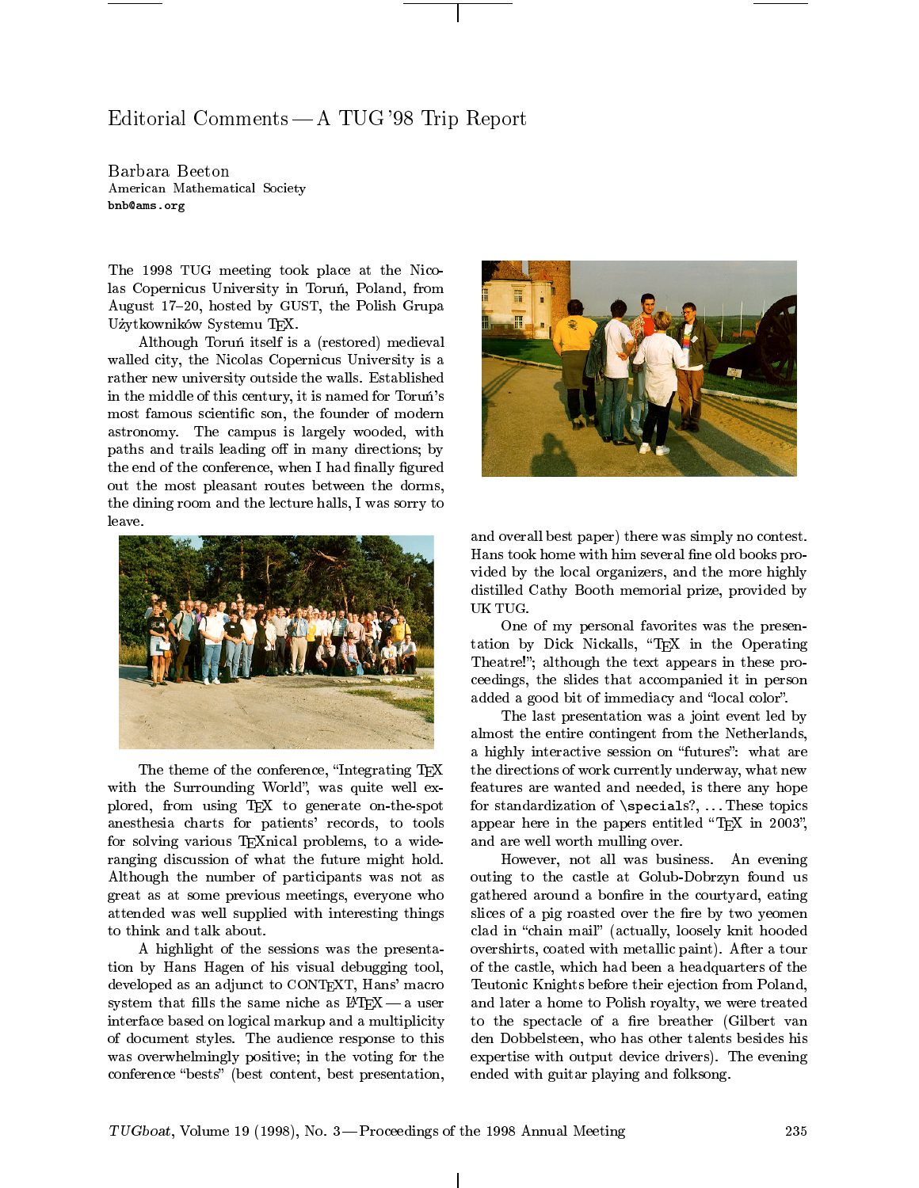# Editorial Comments — A TUG '98 Trip Report

Barbara Beeton
American Mathematical Society
bnb@ams.org

The 1998 TUG meeting took place at the Nicolas Copernicus University in Toruń, Poland, from August 17–20, hosted by GUST, the Polish Grupa Użytkowników Systemu TEX.

Although Toruń itself is a (restored) medieval walled city, the Nicolas Copernicus University is a rather new university outside the walls. Established in the middle of this century, it is named for Toruń's most famous scientific son, the founder of modern astronomy. The campus is largely wooded, with paths and trails leading off in many directions; by the end of the conference, when I had finally figured out the most pleasant routes between the dorms, the dining room and the lecture halls, I was sorry to leave.

The theme of the conference, "Integrating TEX with the Surrounding World", was quite well explored, from using TEX to generate on-the-spot anesthesia charts for patients' records, to tools for solving various TEXnical problems, to a wide-ranging discussion of what the future might hold. Although the number of participants was not as great as at some previous meetings, everyone who attended was well supplied with interesting things to think and talk about.

A highlight of the sessions was the presentation by Hans Hagen of his visual debugging tool, developed as an adjunct to CONTEXT, Hans' macro system that fills the same niche as LATEX — a user interface based on logical markup and a multiplicity of document styles. The audience response to this was overwhelmingly positive; in the voting for the conference "bests" (best content, best presentation, and overall best paper) there was simply no contest. Hans took home with him several fine old books provided by the local organizers, and the more highly distilled Cathy Booth memorial prize, provided by UK TUG.

One of my personal favorites was the presentation by Dick Nickalls, "TEX in the Operating Theatre!"; although the text appears in these proceedings, the slides that accompanied it in person added a good bit of immediacy and "local color".

The last presentation was a joint event led by almost the entire contingent from the Netherlands, a highly interactive session on "futures": what are the directions of work currently underway, what new features are wanted and needed, is there any hope for standardization of `\special`s?, ... These topics appear here in the papers entitled "TEX in 2003", and are well worth mulling over.

However, not all was business. An evening outing to the castle at Golub-Dobrzyn found us gathered around a bonfire in the courtyard, eating slices of a pig roasted over the fire by two yeomen clad in "chain mail" (actually, loosely knit hooded overshirts, coated with metallic paint). After a tour of the castle, which had been a headquarters of the Teutonic Knights before their ejection from Poland, and later a home to Polish royalty, we were treated to the spectacle of a fire breather (Gilbert van den Dobbelsteen, who has other talents besides his expertise with output device drivers). The evening ended with guitar playing and folksong.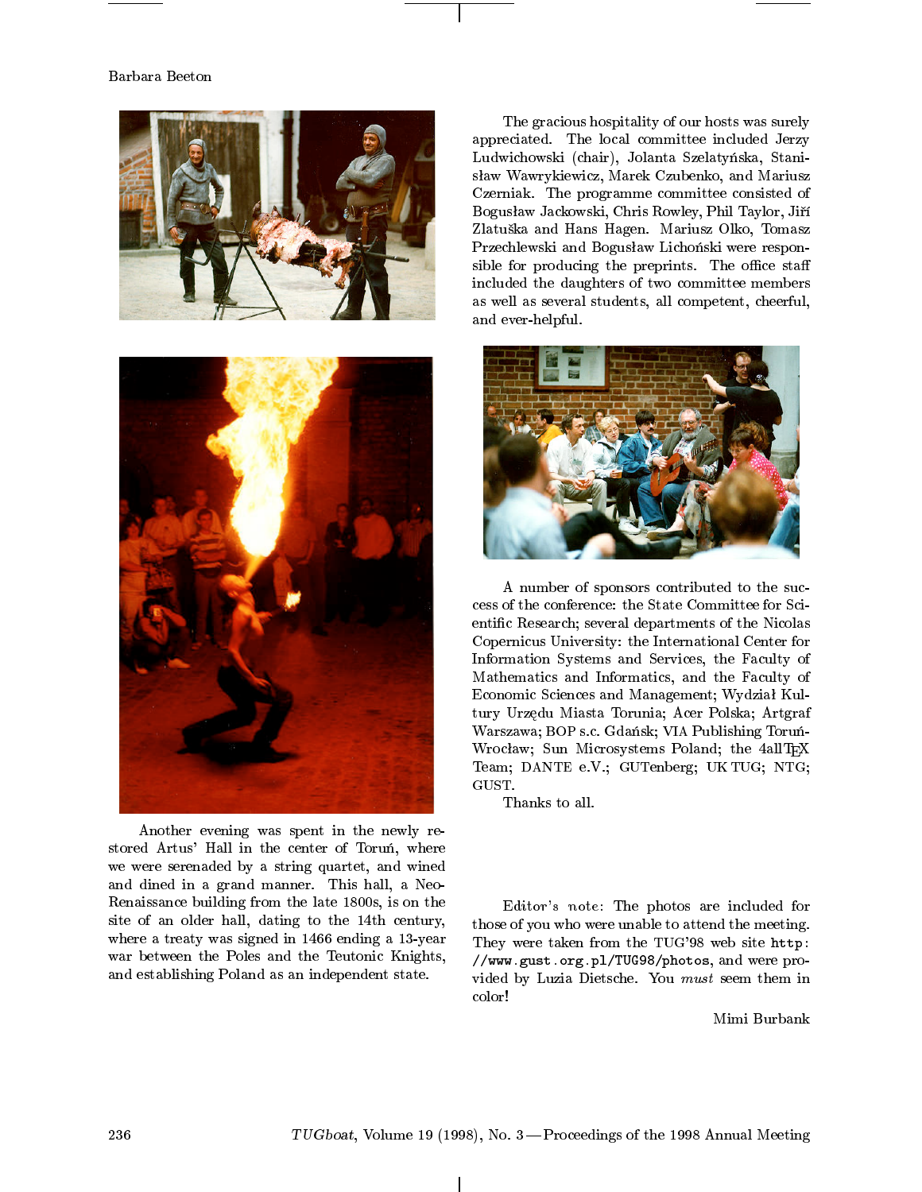Another evening was spent in the newly restored Artus' Hall in the center of Toruń, where we were serenaded by a string quartet, and wined and dined in a grand manner. This hall, a Neo-Renaissance building from the late 1800s, is on the site of an older hall, dating to the 14th century, where a treaty was signed in 1466 ending a 13-year war between the Poles and the Teutonic Knights, and establishing Poland as an independent state.

The gracious hospitality of our hosts was surely appreciated. The local committee included Jerzy Ludwichowski (chair), Jolanta Szelatyńska, Stanisław Wawrykiewicz, Marek Czubenko, and Mariusz Czerniak. The programme committee consisted of Bogusław Jackowski, Chris Rowley, Phil Taylor, Jiří Zlatuška and Hans Hagen. Mariusz Olko, Tomasz Przechlewski and Bogusław Lichoński were responsible for producing the preprints. The office staff included the daughters of two committee members as well as several students, all competent, cheerful, and ever-helpful.

A number of sponsors contributed to the success of the conference: the State Committee for Scientific Research; several departments of the Nicolas Copernicus University: the International Center for Information Systems and Services, the Faculty of Mathematics and Informatics, and the Faculty of Economic Sciences and Management; Wydział Kultury Urzędu Miasta Torunia; Acer Polska; Artgraf Warszawa; BOP s.c. Gdańsk; VIA Publishing Toruń-Wrocław; Sun Microsystems Poland; the 4allTEX Team; DANTE e.V.; GUTenberg; UK TUG; NTG; GUST.

Thanks to all.

Editor's note: The photos are included for those of you who were unable to attend the meeting. They were taken from the TUG'98 web site `http://www.gust.org.pl/TUG98/photos`, and were provided by Luzia Dietsche. You *must* seem them in color!

Mimi Burbank